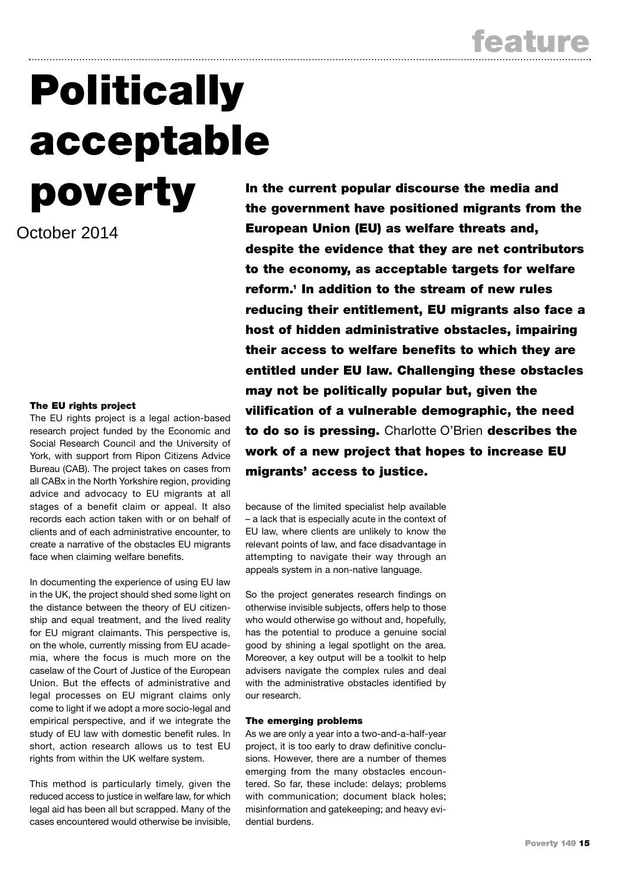# Politically acceptable poverty

October 2014

**In the current popular discourse the media and the government have positioned migrants from the European Union (EU) as welfare threats and, despite the evidence that they are net contributors to the economy, as acceptable targets for welfare reform.[1] In addition to the stream of new rules reducing their entitlement, EU migrants also face a host of hidden administrative obstacles, impairing their access to welfare benefits to which they are entitled under EU law. Challenging these obstacles may not be politically popular but, given the vilification of a vulnerable demographic, the need to do so is pressing.** Charlotte O'Brien **describes the work of a new project that hopes to increase EU migrants' access to justice.**

#### The EU rights project

The EU rights project is a legal action-based research project funded by the Economic and Social Research Council and the University of York, with support from Ripon Citizens Advice Bureau (CAB). The project takes on cases from all CABx in the North Yorkshire region, providing advice and advocacy to EU migrants at all stages of a benefit claim or appeal. It also records each action taken with or on behalf of clients and of each administrative encounter, to create a narrative of the obstacles EU migrants face when claiming welfare benefits.

In documenting the experience of using EU law in the UK, the project should shed some light on the distance between the theory of EU citizenship and equal treatment, and the lived reality for EU migrant claimants. This perspective is, on the whole, currently missing from EU academia, where the focus is much more on the caselaw of the Court of Justice of the European Union. But the effects of administrative and legal processes on EU migrant claims only come to light if we adopt a more socio-legal and empirical perspective, and if we integrate the study of EU law with domestic benefit rules. In short, action research allows us to test EU rights from within the UK welfare system.

This method is particularly timely, given the reduced access to justice in welfare law, for which legal aid has been all but scrapped. Many of the cases encountered would otherwise be invisible, because of the limited specialist help available – a lack that is especially acute in the context of EU law, where clients are unlikely to know the relevant points of law, and face disadvantage in attempting to navigate their way through an appeals system in a non-native language.

So the project generates research findings on otherwise invisible subjects, offers help to those who would otherwise go without and, hopefully, has the potential to produce a genuine social good by shining a legal spotlight on the area. Moreover, a key output will be a toolkit to help advisers navigate the complex rules and deal with the administrative obstacles identified by our research.

#### The emerging problems

As we are only a year into a two-and-a-half-year project, it is too early to draw definitive conclusions. However, there are a number of themes emerging from the many obstacles encountered. So far, these include: delays; problems with communication; document black holes; misinformation and gatekeeping; and heavy evidential burdens.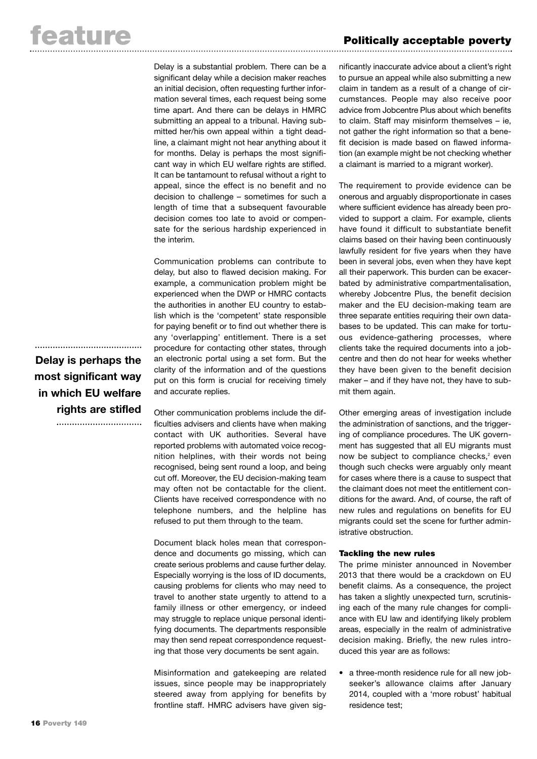Delay is a substantial problem. There can be a significant delay while a decision maker reaches an initial decision, often requesting further information several times, each request being some time apart. And there can be delays in HMRC submitting an appeal to a tribunal. Having submitted her/his own appeal within a tight deadline, a claimant might not hear anything about it for months. Delay is perhaps the most significant way in which EU welfare rights are stifled. It can be tantamount to refusal without a right to appeal, since the effect is no benefit and no decision to challenge – sometimes for such a length of time that a subsequent favourable decision comes too late to avoid or compensate for the serious hardship experienced in the interim.

Communication problems can contribute to delay, but also to flawed decision making. For example, a communication problem might be experienced when the DWP or HMRC contacts the authorities in another EU country to establish which is the 'competent' state responsible for paying benefit or to find out whether there is any 'overlapping' entitlement. There is a set procedure for contacting other states, through an electronic portal using a set form. But the clarity of the information and of the questions put on this form is crucial for receiving timely and accurate replies.

**Delay is perhaps the most significant way in which EU welfare rights are stifled**

Other communication problems include the difficulties advisers and clients have when making contact with UK authorities. Several have reported problems with automated voice recognition helplines, with their words not being recognised, being sent round a loop, and being cut off. Moreover, the EU decision-making team may often not be contactable for the client. Clients have received correspondence with no telephone numbers, and the helpline has refused to put them through to the team.

Document black holes mean that correspondence and documents go missing, which can create serious problems and cause further delay. Especially worrying is the loss of ID documents, causing problems for clients who may need to travel to another state urgently to attend to a family illness or other emergency, or indeed may struggle to replace unique personal identifying documents. The departments responsible may then send repeat correspondence requesting that those very documents be sent again.

Misinformation and gatekeeping are related issues, since people may be inappropriately steered away from applying for benefits by frontline staff. HMRC advisers have given significantly inaccurate advice about a client's right to pursue an appeal while also submitting a new claim in tandem as a result of a change of circumstances. People may also receive poor advice from Jobcentre Plus about which benefits to claim. Staff may misinform themselves – ie, not gather the right information so that a benefit decision is made based on flawed information (an example might be not checking whether a claimant is married to a migrant worker).

The requirement to provide evidence can be onerous and arguably disproportionate in cases where sufficient evidence has already been provided to support a claim. For example, clients have found it difficult to substantiate benefit claims based on their having been continuously lawfully resident for five years when they have been in several jobs, even when they have kept all their paperwork. This burden can be exacerbated by administrative compartmentalisation, whereby Jobcentre Plus, the benefit decision maker and the EU decision-making team are three separate entities requiring their own databases to be updated. This can make for tortuous evidence-gathering processes, where clients take the required documents into a jobcentre and then do not hear for weeks whether they have been given to the benefit decision maker – and if they have not, they have to submit them again.

Other emerging areas of investigation include the administration of sanctions, and the triggering of compliance procedures. The UK government has suggested that all EU migrants must now be subject to compliance checks,[2] even though such checks were arguably only meant for cases where there is a cause to suspect that the claimant does not meet the entitlement conditions for the award. And, of course, the raft of new rules and regulations on benefits for EU migrants could set the scene for further administrative obstruction.

### Tackling the new rules

The prime minister announced in November 2013 that there would be a crackdown on EU benefit claims. As a consequence, the project has taken a slightly unexpected turn, scrutinising each of the many rule changes for compliance with EU law and identifying likely problem areas, especially in the realm of administrative decision making. Briefly, the new rules introduced this year are as follows:

- a three-month residence rule for all new jobseeker's allowance claims after January 2014, coupled with a 'more robust' habitual residence test;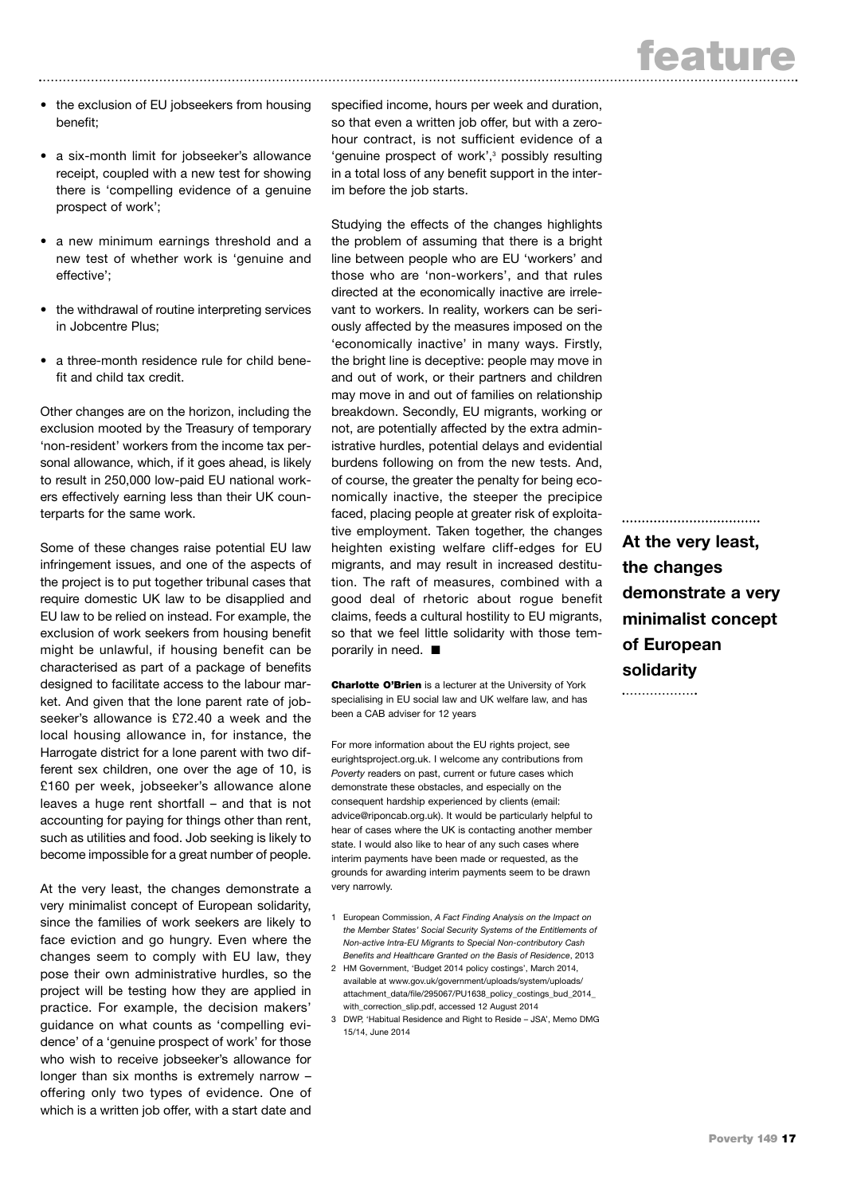- the exclusion of EU jobseekers from housing benefit;
- a six-month limit for jobseeker's allowance receipt, coupled with a new test for showing there is 'compelling evidence of a genuine prospect of work';
- a new minimum earnings threshold and a new test of whether work is 'genuine and effective';
- the withdrawal of routine interpreting services in Jobcentre Plus;
- a three-month residence rule for child benefit and child tax credit.

Other changes are on the horizon, including the exclusion mooted by the Treasury of temporary 'non-resident' workers from the income tax personal allowance, which, if it goes ahead, is likely to result in 250,000 low-paid EU national workers effectively earning less than their UK counterparts for the same work.

Some of these changes raise potential EU law infringement issues, and one of the aspects of the project is to put together tribunal cases that require domestic UK law to be disapplied and EU law to be relied on instead. For example, the exclusion of work seekers from housing benefit might be unlawful, if housing benefit can be characterised as part of a package of benefits designed to facilitate access to the labour market. And given that the lone parent rate of jobseeker's allowance is £72.40 a week and the local housing allowance in, for instance, the Harrogate district for a lone parent with two different sex children, one over the age of 10, is £160 per week, jobseeker's allowance alone leaves a huge rent shortfall – and that is not accounting for paying for things other than rent, such as utilities and food. Job seeking is likely to become impossible for a great number of people.

At the very least, the changes demonstrate a very minimalist concept of European solidarity, since the families of work seekers are likely to face eviction and go hungry. Even where the changes seem to comply with EU law, they pose their own administrative hurdles, so the project will be testing how they are applied in practice. For example, the decision makers' guidance on what counts as 'compelling evidence' of a 'genuine prospect of work' for those who wish to receive jobseeker's allowance for longer than six months is extremely narrow – offering only two types of evidence. One of which is a written job offer, with a start date and specified income, hours per week and duration, so that even a written job offer, but with a zero-hour contract, is not sufficient evidence of a 'genuine prospect of work',[3] possibly resulting in a total loss of any benefit support in the interim before the job starts.

Studying the effects of the changes highlights the problem of assuming that there is a bright line between people who are EU 'workers' and those who are 'non-workers', and that rules directed at the economically inactive are irrelevant to workers. In reality, workers can be seriously affected by the measures imposed on the 'economically inactive' in many ways. Firstly, the bright line is deceptive: people may move in and out of work, or their partners and children may move in and out of families on relationship breakdown. Secondly, EU migrants, working or not, are potentially affected by the extra administrative hurdles, potential delays and evidential burdens following on from the new tests. And, of course, the greater the penalty for being economically inactive, the steeper the precipice faced, placing people at greater risk of exploitative employment. Taken together, the changes heighten existing welfare cliff-edges for EU migrants, and may result in increased destitution. The raft of measures, combined with a good deal of rhetoric about rogue benefit claims, feeds a cultural hostility to EU migrants, so that we feel little solidarity with those temporarily in need. ■

**At the very least, the changes demonstrate a very minimalist concept of European solidarity**

**Charlotte O'Brien** is a lecturer at the University of York specialising in EU social law and UK welfare law, and has been a CAB adviser for 12 years

For more information about the EU rights project, see eurightsproject.org.uk. I welcome any contributions from *Poverty* readers on past, current or future cases which demonstrate these obstacles, and especially on the consequent hardship experienced by clients (email: advice@riponcab.org.uk). It would be particularly helpful to hear of cases where the UK is contacting another member state. I would also like to hear of any such cases where interim payments have been made or requested, as the grounds for awarding interim payments seem to be drawn very narrowly.

1. European Commission, *A Fact Finding Analysis on the Impact on the Member States' Social Security Systems of the Entitlements of Non-active Intra-EU Migrants to Special Non-contributory Cash Benefits and Healthcare Granted on the Basis of Residence*, 2013
2. HM Government, 'Budget 2014 policy costings', March 2014, available at www.gov.uk/government/uploads/system/uploads/attachment_data/file/295067/PU1638_policy_costings_bud_2014_with_correction_slip.pdf, accessed 12 August 2014
3. DWP, 'Habitual Residence and Right to Reside – JSA', Memo DMG 15/14, June 2014